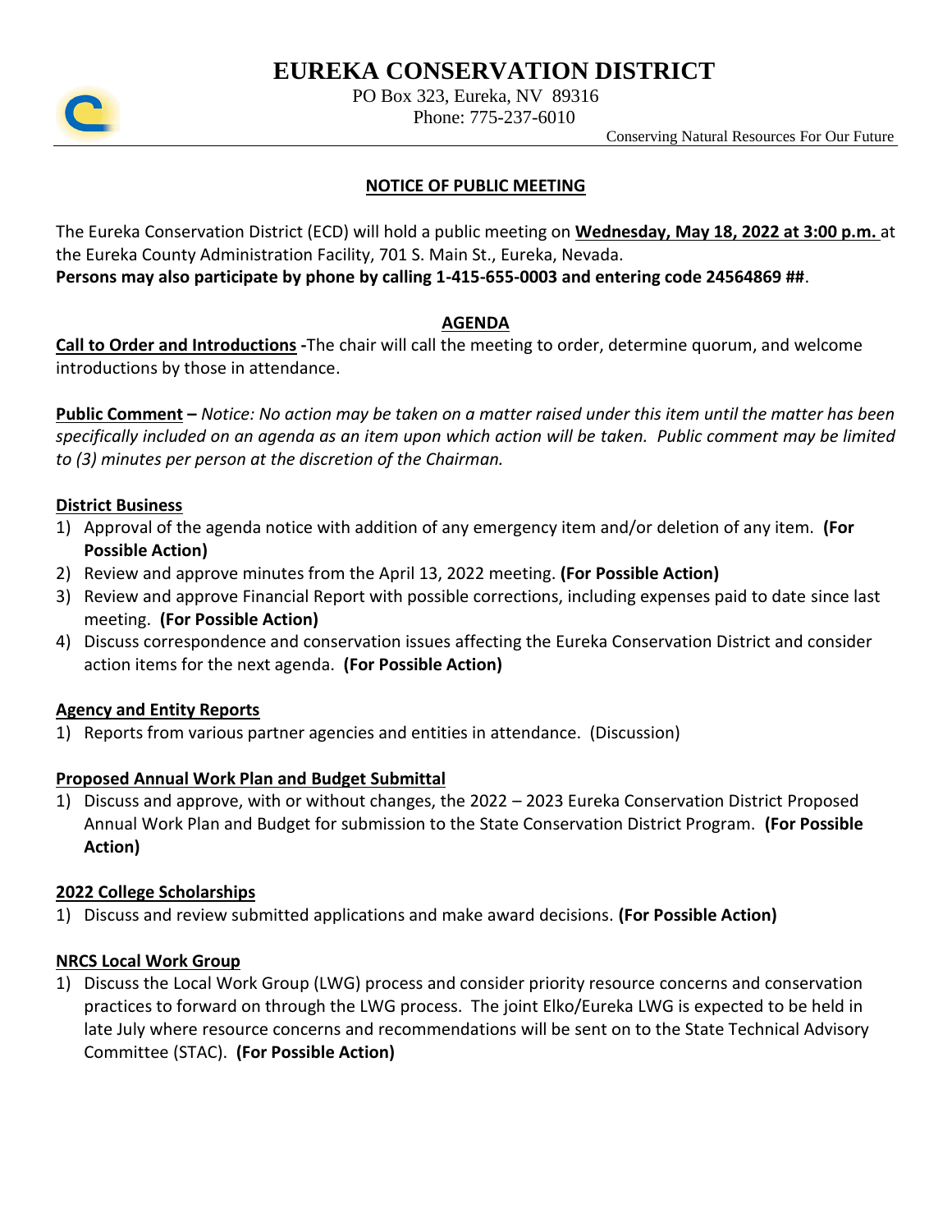# EUREKA CONSERVATION DISTRICT

PO Box 323, Eureka, NV 89316
Phone: 775-237-6010

Conserving Natural Resources For Our Future

## NOTICE OF PUBLIC MEETING

The Eureka Conservation District (ECD) will hold a public meeting on **Wednesday, May 18, 2022 at 3:00 p.m.** at the Eureka County Administration Facility, 701 S. Main St., Eureka, Nevada.
**Persons may also participate by phone by calling 1-415-655-0003 and entering code 24564869 ##**.

## AGENDA

**Call to Order and Introductions -** The chair will call the meeting to order, determine quorum, and welcome introductions by those in attendance.

**Public Comment –** *Notice: No action may be taken on a matter raised under this item until the matter has been specifically included on an agenda as an item upon which action will be taken. Public comment may be limited to (3) minutes per person at the discretion of the Chairman.*

### District Business

1) Approval of the agenda notice with addition of any emergency item and/or deletion of any item. **(For Possible Action)**
2) Review and approve minutes from the April 13, 2022 meeting. **(For Possible Action)**
3) Review and approve Financial Report with possible corrections, including expenses paid to date since last meeting. **(For Possible Action)**
4) Discuss correspondence and conservation issues affecting the Eureka Conservation District and consider action items for the next agenda. **(For Possible Action)**

### Agency and Entity Reports

1) Reports from various partner agencies and entities in attendance. (Discussion)

### Proposed Annual Work Plan and Budget Submittal

1) Discuss and approve, with or without changes, the 2022 – 2023 Eureka Conservation District Proposed Annual Work Plan and Budget for submission to the State Conservation District Program. **(For Possible Action)**

### 2022 College Scholarships

1) Discuss and review submitted applications and make award decisions. **(For Possible Action)**

### NRCS Local Work Group

1) Discuss the Local Work Group (LWG) process and consider priority resource concerns and conservation practices to forward on through the LWG process. The joint Elko/Eureka LWG is expected to be held in late July where resource concerns and recommendations will be sent on to the State Technical Advisory Committee (STAC). **(For Possible Action)**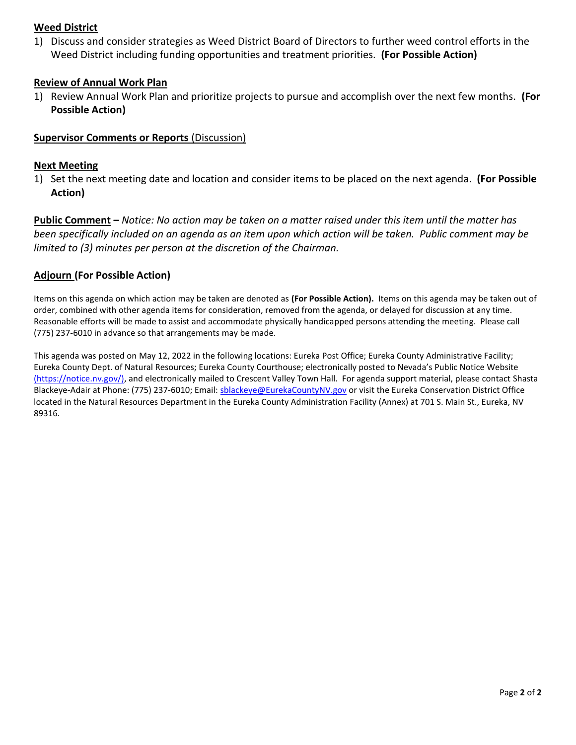## Weed District

1) Discuss and consider strategies as Weed District Board of Directors to further weed control efforts in the Weed District including funding opportunities and treatment priorities. **(For Possible Action)**

## Review of Annual Work Plan

1) Review Annual Work Plan and prioritize projects to pursue and accomplish over the next few months. **(For Possible Action)**

## Supervisor Comments or Reports (Discussion)

## Next Meeting

1) Set the next meeting date and location and consider items to be placed on the next agenda. **(For Possible Action)**

**Public Comment** – *Notice: No action may be taken on a matter raised under this item until the matter has been specifically included on an agenda as an item upon which action will be taken. Public comment may be limited to (3) minutes per person at the discretion of the Chairman.*

## Adjourn (For Possible Action)

Items on this agenda on which action may be taken are denoted as **(For Possible Action).** Items on this agenda may be taken out of order, combined with other agenda items for consideration, removed from the agenda, or delayed for discussion at any time. Reasonable efforts will be made to assist and accommodate physically handicapped persons attending the meeting. Please call (775) 237-6010 in advance so that arrangements may be made.

This agenda was posted on May 12, 2022 in the following locations: Eureka Post Office; Eureka County Administrative Facility; Eureka County Dept. of Natural Resources; Eureka County Courthouse; electronically posted to Nevada's Public Notice Website (https://notice.nv.gov/), and electronically mailed to Crescent Valley Town Hall. For agenda support material, please contact Shasta Blackeye-Adair at Phone: (775) 237-6010; Email: sblackeye@EurekaCountyNV.gov or visit the Eureka Conservation District Office located in the Natural Resources Department in the Eureka County Administration Facility (Annex) at 701 S. Main St., Eureka, NV 89316.